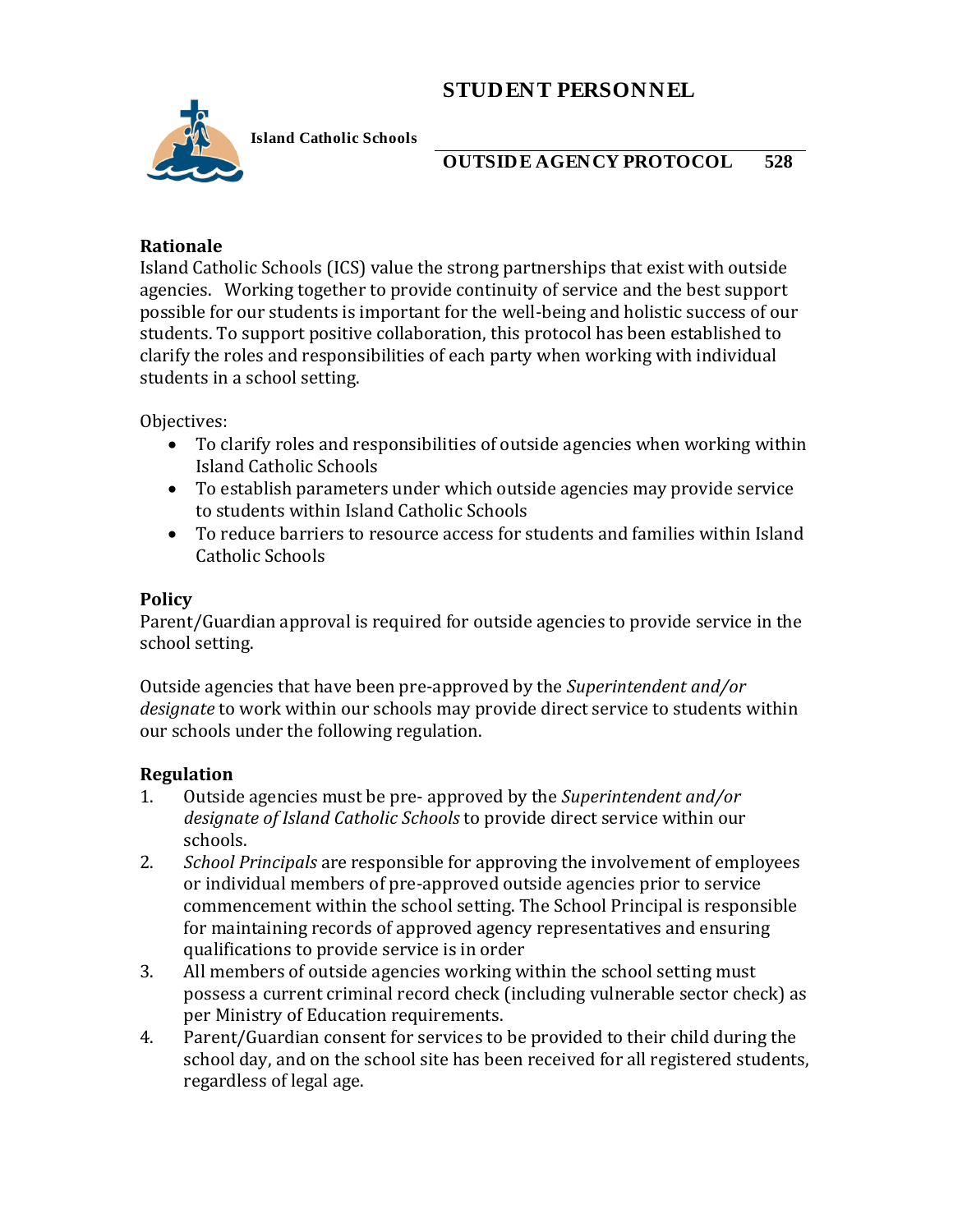# STUDENT PERSONNEL

**Island Catholic Schools**

## OUTSIDE AGENCY PROTOCOL 528

### Rationale

Island Catholic Schools (ICS) value the strong partnerships that exist with outside agencies. Working together to provide continuity of service and the best support possible for our students is important for the well-being and holistic success of our students. To support positive collaboration, this protocol has been established to clarify the roles and responsibilities of each party when working with individual students in a school setting.

Objectives:

- To clarify roles and responsibilities of outside agencies when working within Island Catholic Schools
- To establish parameters under which outside agencies may provide service to students within Island Catholic Schools
- To reduce barriers to resource access for students and families within Island Catholic Schools

### Policy

Parent/Guardian approval is required for outside agencies to provide service in the school setting.

Outside agencies that have been pre-approved by the *Superintendent and/or designate* to work within our schools may provide direct service to students within our schools under the following regulation.

### Regulation

1. Outside agencies must be pre- approved by the *Superintendent and/or designate of Island Catholic Schools* to provide direct service within our schools.
2. *School Principals* are responsible for approving the involvement of employees or individual members of pre-approved outside agencies prior to service commencement within the school setting. The School Principal is responsible for maintaining records of approved agency representatives and ensuring qualifications to provide service is in order
3. All members of outside agencies working within the school setting must possess a current criminal record check (including vulnerable sector check) as per Ministry of Education requirements.
4. Parent/Guardian consent for services to be provided to their child during the school day, and on the school site has been received for all registered students, regardless of legal age.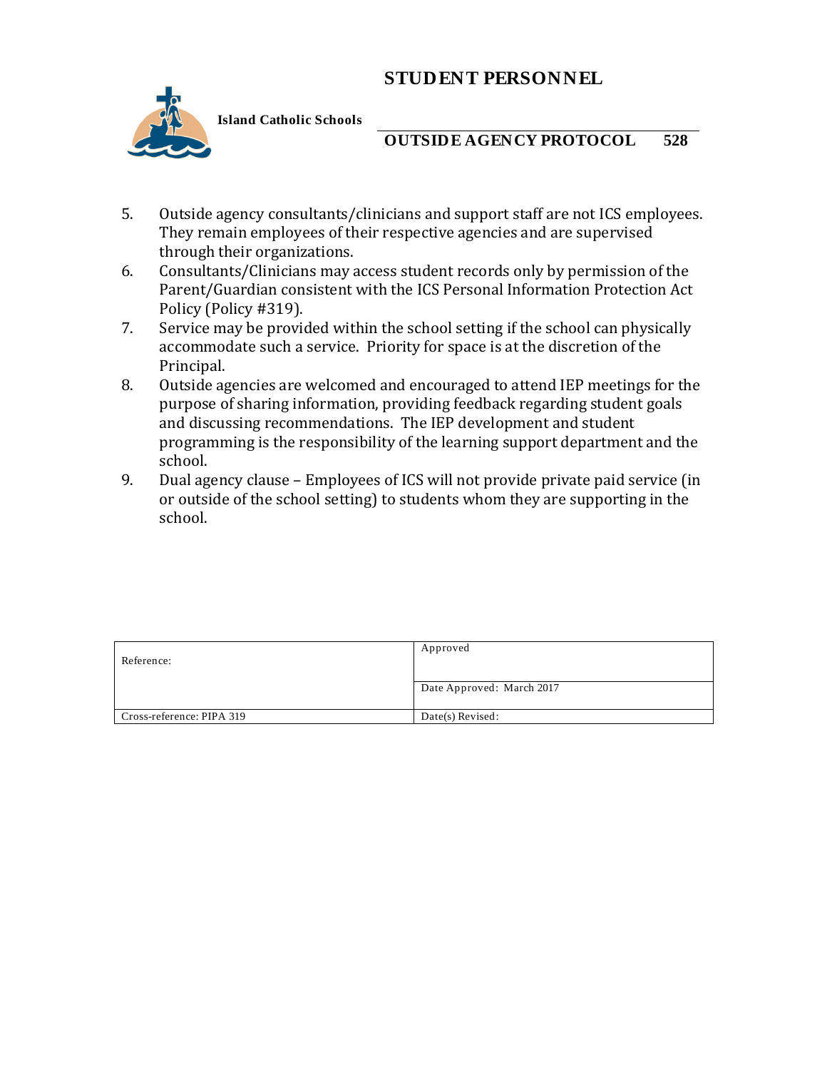5. Outside agency consultants/clinicians and support staff are not ICS employees. They remain employees of their respective agencies and are supervised through their organizations.
6. Consultants/Clinicians may access student records only by permission of the Parent/Guardian consistent with the ICS Personal Information Protection Act Policy (Policy #319).
7. Service may be provided within the school setting if the school can physically accommodate such a service. Priority for space is at the discretion of the Principal.
8. Outside agencies are welcomed and encouraged to attend IEP meetings for the purpose of sharing information, providing feedback regarding student goals and discussing recommendations. The IEP development and student programming is the responsibility of the learning support department and the school.
9. Dual agency clause – Employees of ICS will not provide private paid service (in or outside of the school setting) to students whom they are supporting in the school.

| | |
|---|---|
| Reference: | Approved |
| | Date Approved: March 2017 |
| Cross-reference: PIPA 319 | Date(s) Revised: |